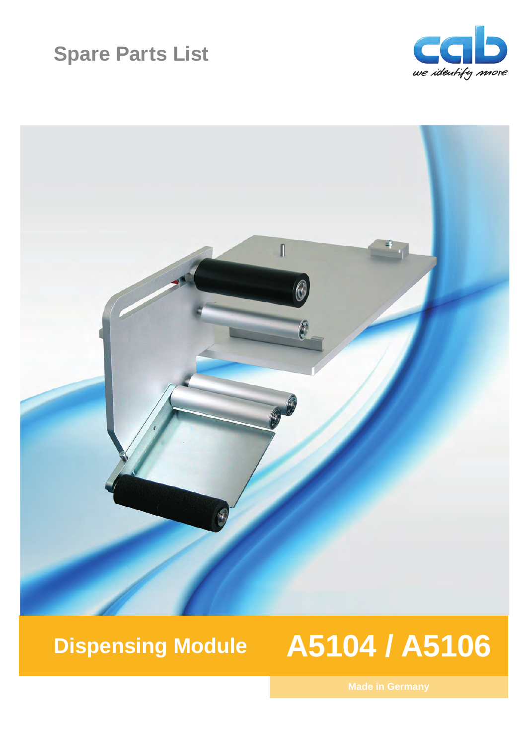# Spare Parts List

cab
we identify more

## Dispensing Module A5104 / A5106

Made in Germany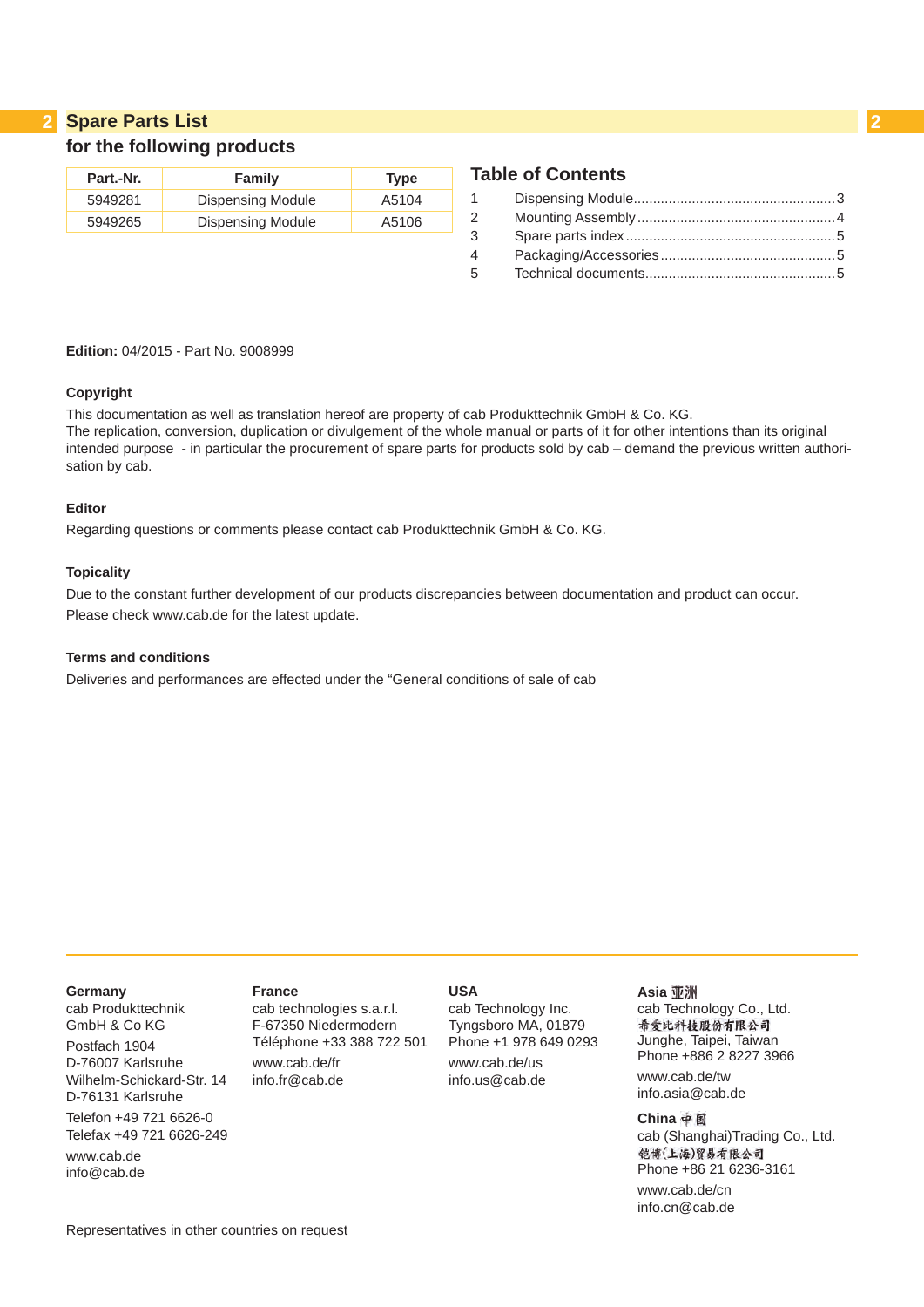# Spare Parts List

## for the following products

| Part.-Nr. | Family | Type |
|---|---|---|
| 5949281 | Dispensing Module | A5104 |
| 5949265 | Dispensing Module | A5106 |

## Table of Contents

1 Dispensing Module....................................................3
2 Mounting Assembly....................................................4
3 Spare parts index.......................................................5
4 Packaging/Accessories..............................................5
5 Technical documents..................................................5

**Edition:** 04/2015 - Part No. 9008999

**Copyright**

This documentation as well as translation hereof are property of cab Produkttechnik GmbH & Co. KG.
The replication, conversion, duplication or divulgement of the whole manual or parts of it for other intentions than its original intended purpose - in particular the procurement of spare parts for products sold by cab – demand the previous written authorisation by cab.

**Editor**

Regarding questions or comments please contact cab Produkttechnik GmbH & Co. KG.

**Topicality**

Due to the constant further development of our products discrepancies between documentation and product can occur.
Please check www.cab.de for the latest update.

**Terms and conditions**

Deliveries and performances are effected under the “General conditions of sale of cab

**Germany**
cab Produkttechnik
GmbH & Co KG
Postfach 1904
D-76007 Karlsruhe
Wilhelm-Schickard-Str. 14
D-76131 Karlsruhe
Telefon +49 721 6626-0
Telefax +49 721 6626-249
www.cab.de
info@cab.de

**France**
cab technologies s.a.r.l.
F-67350 Niedermodern
Téléphone +33 388 722 501
www.cab.de/fr
info.fr@cab.de

**USA**
cab Technology Inc.
Tyngsboro MA, 01879
Phone +1 978 649 0293
www.cab.de/us
info.us@cab.de

**Asia 亚洲**
cab Technology Co., Ltd.
希爱比科技股份有限公司
Junghe, Taipei, Taiwan
Phone +886 2 8227 3966
www.cab.de/tw
info.asia@cab.de

**China 中国**
cab (Shanghai)Trading Co., Ltd.
铠博(上海)贸易有限公司
Phone +86 21 6236-3161
www.cab.de/cn
info.cn@cab.de

Representatives in other countries on request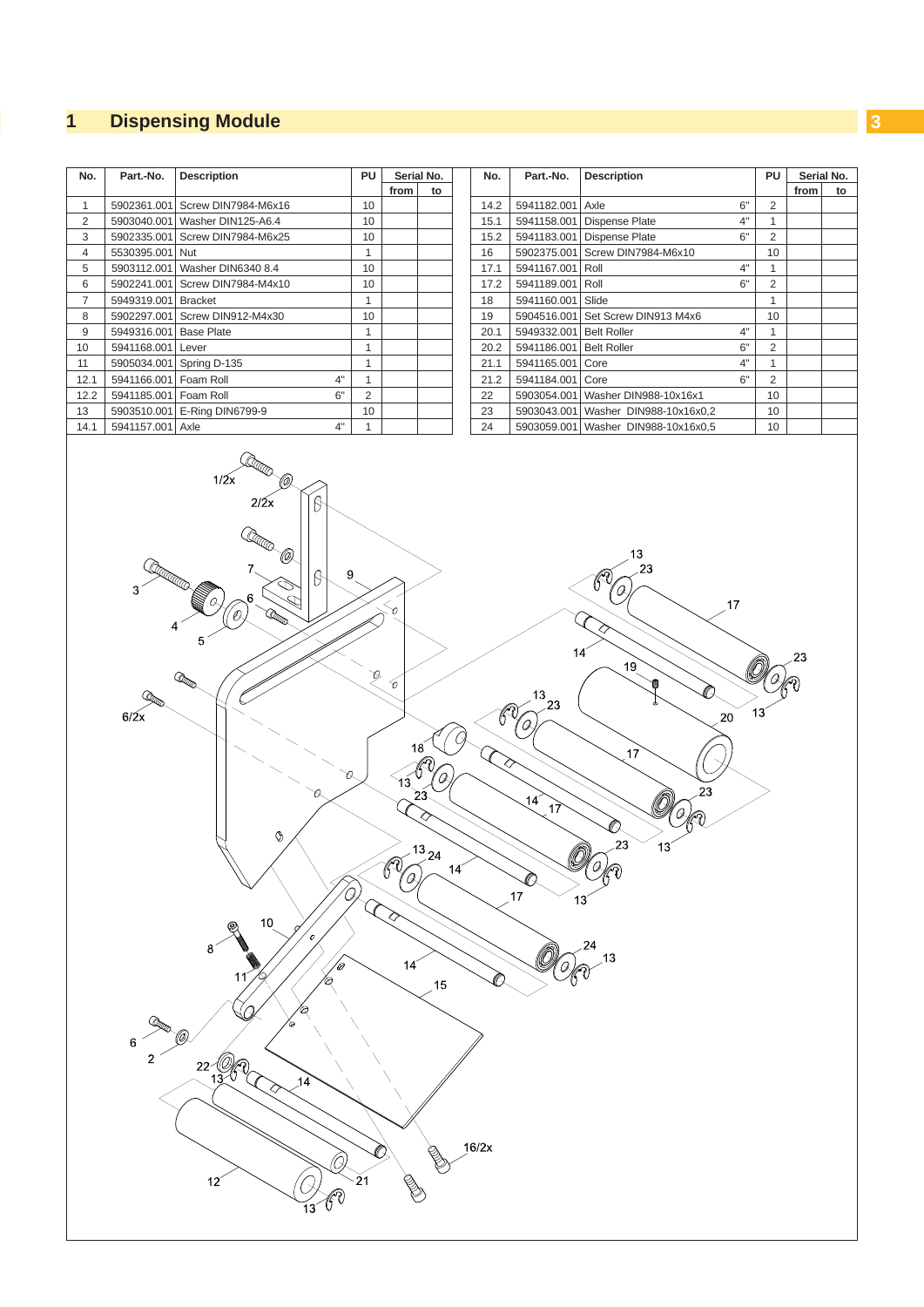# 1 Dispensing Module

| No. | Part.-No. | Description | | PU | Serial No. from | Serial No. to |
|---|---|---|---|---|---|---|
| 1 | 5902361.001 | Screw DIN7984-M6x16 | | 10 | | |
| 2 | 5903040.001 | Washer DIN125-A6.4 | | 10 | | |
| 3 | 5902335.001 | Screw DIN7984-M6x25 | | 10 | | |
| 4 | 5530395.001 | Nut | | 1 | | |
| 5 | 5903112.001 | Washer DIN6340 8.4 | | 10 | | |
| 6 | 5902241.001 | Screw DIN7984-M4x10 | | 10 | | |
| 7 | 5949319.001 | Bracket | | 1 | | |
| 8 | 5902297.001 | Screw DIN912-M4x30 | | 10 | | |
| 9 | 5949316.001 | Base Plate | | 1 | | |
| 10 | 5941168.001 | Lever | | 1 | | |
| 11 | 5905034.001 | Spring D-135 | | 1 | | |
| 12.1 | 5941166.001 | Foam Roll | 4" | 1 | | |
| 12.2 | 5941185.001 | Foam Roll | 6" | 2 | | |
| 13 | 5903510.001 | E-Ring DIN6799-9 | | 10 | | |
| 14.1 | 5941157.001 | Axle | 4" | 1 | | |
| 14.2 | 5941182.001 | Axle | 6" | 2 | | |
| 15.1 | 5941158.001 | Dispense Plate | 4" | 1 | | |
| 15.2 | 5941183.001 | Dispense Plate | 6" | 2 | | |
| 16 | 5902375.001 | Screw DIN7984-M6x10 | | 10 | | |
| 17.1 | 5941167.001 | Roll | 4" | 1 | | |
| 17.2 | 5941189.001 | Roll | 6" | 2 | | |
| 18 | 5941160.001 | Slide | | 1 | | |
| 19 | 5904516.001 | Set Screw DIN913 M4x6 | | 10 | | |
| 20.1 | 5949332.001 | Belt Roller | 4" | 1 | | |
| 20.2 | 5941186.001 | Belt Roller | 6" | 2 | | |
| 21.1 | 5941165.001 | Core | 4" | 1 | | |
| 21.2 | 5941184.001 | Core | 6" | 2 | | |
| 22 | 5903054.001 | Washer DIN988-10x16x1 | | 10 | | |
| 23 | 5903043.001 | Washer DIN988-10x16x0,2 | | 10 | | |
| 24 | 5903059.001 | Washer DIN988-10x16x0,5 | | 10 | | |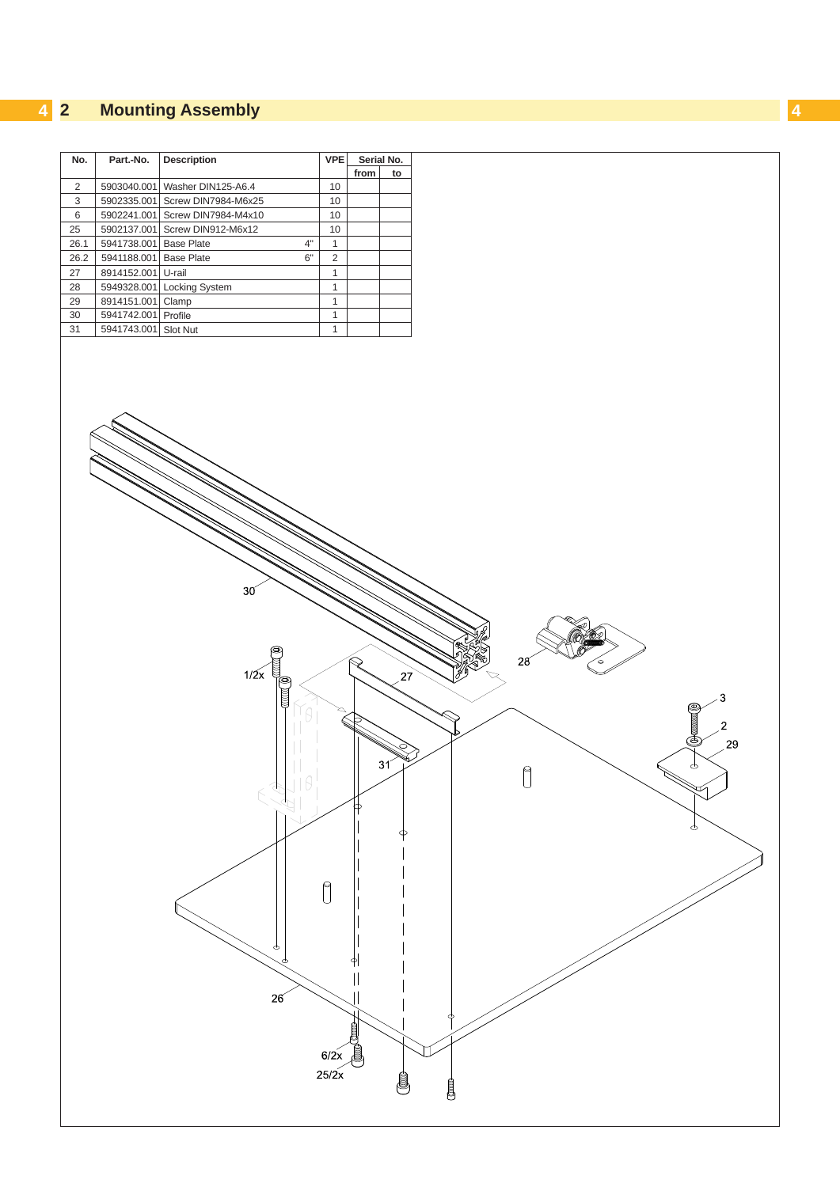## 2 Mounting Assembly

| No. | Part.-No. | Description | | VPE | Serial No. | |
|---|---|---|---|---|---|---|
| | | | | | from | to |
| 2 | 5903040.001 | Washer DIN125-A6.4 | | 10 | | |
| 3 | 5902335.001 | Screw DIN7984-M6x25 | | 10 | | |
| 6 | 5902241.001 | Screw DIN7984-M4x10 | | 10 | | |
| 25 | 5902137.001 | Screw DIN912-M6x12 | | 10 | | |
| 26.1 | 5941738.001 | Base Plate | 4" | 1 | | |
| 26.2 | 5941188.001 | Base Plate | 6" | 2 | | |
| 27 | 8914152.001 | U-rail | | 1 | | |
| 28 | 5949328.001 | Locking System | | 1 | | |
| 29 | 8914151.001 | Clamp | | 1 | | |
| 30 | 5941742.001 | Profile | | 1 | | |
| 31 | 5941743.001 | Slot Nut | | 1 | | |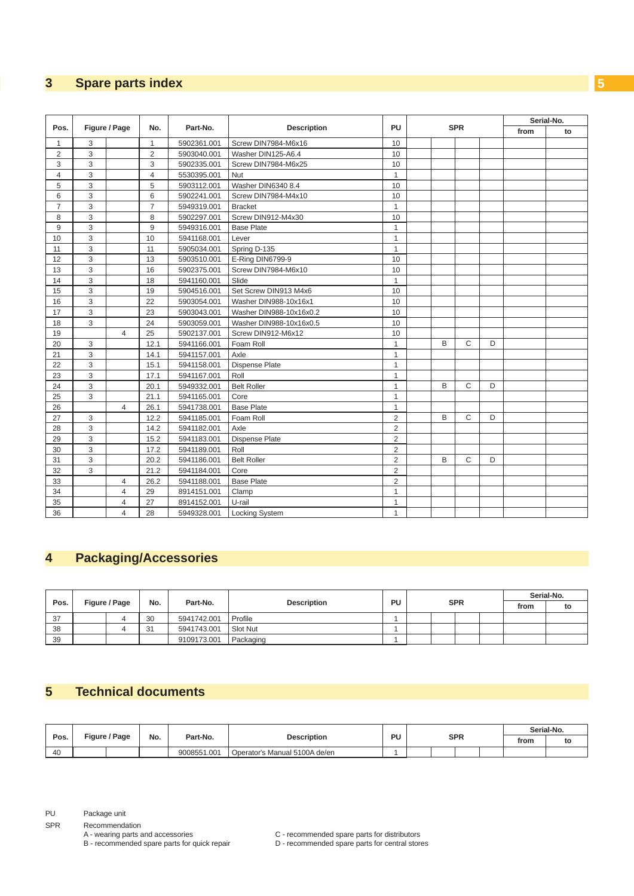## 3 Spare parts index

| Pos. | Figure / Page | | No. | Part-No. | Description | PU | SPR | | | | Serial-No. | |
|---|---|---|---|---|---|---|---|---|---|---|---|---|
| | | | | | | | | | | | from | to |
| 1 | 3 | | 1 | 5902361.001 | Screw DIN7984-M6x16 | 10 | | | | | | |
| 2 | 3 | | 2 | 5903040.001 | Washer DIN125-A6.4 | 10 | | | | | | |
| 3 | 3 | | 3 | 5902335.001 | Screw DIN7984-M6x25 | 10 | | | | | | |
| 4 | 3 | | 4 | 5530395.001 | Nut | 1 | | | | | | |
| 5 | 3 | | 5 | 5903112.001 | Washer DIN6340 8.4 | 10 | | | | | | |
| 6 | 3 | | 6 | 5902241.001 | Screw DIN7984-M4x10 | 10 | | | | | | |
| 7 | 3 | | 7 | 5949319.001 | Bracket | 1 | | | | | | |
| 8 | 3 | | 8 | 5902297.001 | Screw DIN912-M4x30 | 10 | | | | | | |
| 9 | 3 | | 9 | 5949316.001 | Base Plate | 1 | | | | | | |
| 10 | 3 | | 10 | 5941168.001 | Lever | 1 | | | | | | |
| 11 | 3 | | 11 | 5905034.001 | Spring D-135 | 1 | | | | | | |
| 12 | 3 | | 13 | 5903510.001 | E-Ring DIN6799-9 | 10 | | | | | | |
| 13 | 3 | | 16 | 5902375.001 | Screw DIN7984-M6x10 | 10 | | | | | | |
| 14 | 3 | | 18 | 5941160.001 | Slide | 1 | | | | | | |
| 15 | 3 | | 19 | 5904516.001 | Set Screw DIN913 M4x6 | 10 | | | | | | |
| 16 | 3 | | 22 | 5903054.001 | Washer DIN988-10x16x1 | 10 | | | | | | |
| 17 | 3 | | 23 | 5903043.001 | Washer DIN988-10x16x0.2 | 10 | | | | | | |
| 18 | 3 | | 24 | 5903059.001 | Washer DIN988-10x16x0.5 | 10 | | | | | | |
| 19 | | 4 | 25 | 5902137.001 | Screw DIN912-M6x12 | 10 | | | | | | |
| 20 | 3 | | 12.1 | 5941166.001 | Foam Roll | 1 | | B | C | D | | |
| 21 | 3 | | 14.1 | 5941157.001 | Axle | 1 | | | | | | |
| 22 | 3 | | 15.1 | 5941158.001 | Dispense Plate | 1 | | | | | | |
| 23 | 3 | | 17.1 | 5941167.001 | Roll | 1 | | | | | | |
| 24 | 3 | | 20.1 | 5949332.001 | Belt Roller | 1 | | B | C | D | | |
| 25 | 3 | | 21.1 | 5941165.001 | Core | 1 | | | | | | |
| 26 | | 4 | 26.1 | 5941738.001 | Base Plate | 1 | | | | | | |
| 27 | 3 | | 12.2 | 5941185.001 | Foam Roll | 2 | | B | C | D | | |
| 28 | 3 | | 14.2 | 5941182.001 | Axle | 2 | | | | | | |
| 29 | 3 | | 15.2 | 5941183.001 | Dispense Plate | 2 | | | | | | |
| 30 | 3 | | 17.2 | 5941189.001 | Roll | 2 | | | | | | |
| 31 | 3 | | 20.2 | 5941186.001 | Belt Roller | 2 | | B | C | D | | |
| 32 | 3 | | 21.2 | 5941184.001 | Core | 2 | | | | | | |
| 33 | | 4 | 26.2 | 5941188.001 | Base Plate | 2 | | | | | | |
| 34 | | 4 | 29 | 8914151.001 | Clamp | 1 | | | | | | |
| 35 | | 4 | 27 | 8914152.001 | U-rail | 1 | | | | | | |
| 36 | | 4 | 28 | 5949328.001 | Locking System | 1 | | | | | | |

## 4 Packaging/Accessories

| Pos. | Figure / Page | | No. | Part-No. | Description | PU | SPR | | | | Serial-No. | |
|---|---|---|---|---|---|---|---|---|---|---|---|---|
| | | | | | | | | | | | from | to |
| 37 | | 4 | 30 | 5941742.001 | Profile | 1 | | | | | | |
| 38 | | 4 | 31 | 5941743.001 | Slot Nut | 1 | | | | | | |
| 39 | | | | 9109173.001 | Packaging | 1 | | | | | | |

## 5 Technical documents

| Pos. | Figure / Page | | No. | Part-No. | Description | PU | SPR | | | | Serial-No. | |
|---|---|---|---|---|---|---|---|---|---|---|---|---|
| | | | | | | | | | | | from | to |
| 40 | | | | 9008551.001 | Operator's Manual 5100A de/en | 1 | | | | | | |

PU Package unit

SPR Recommendation
A - wearing parts and accessories
B - recommended spare parts for quick repair
C - recommended spare parts for distributors
D - recommended spare parts for central stores